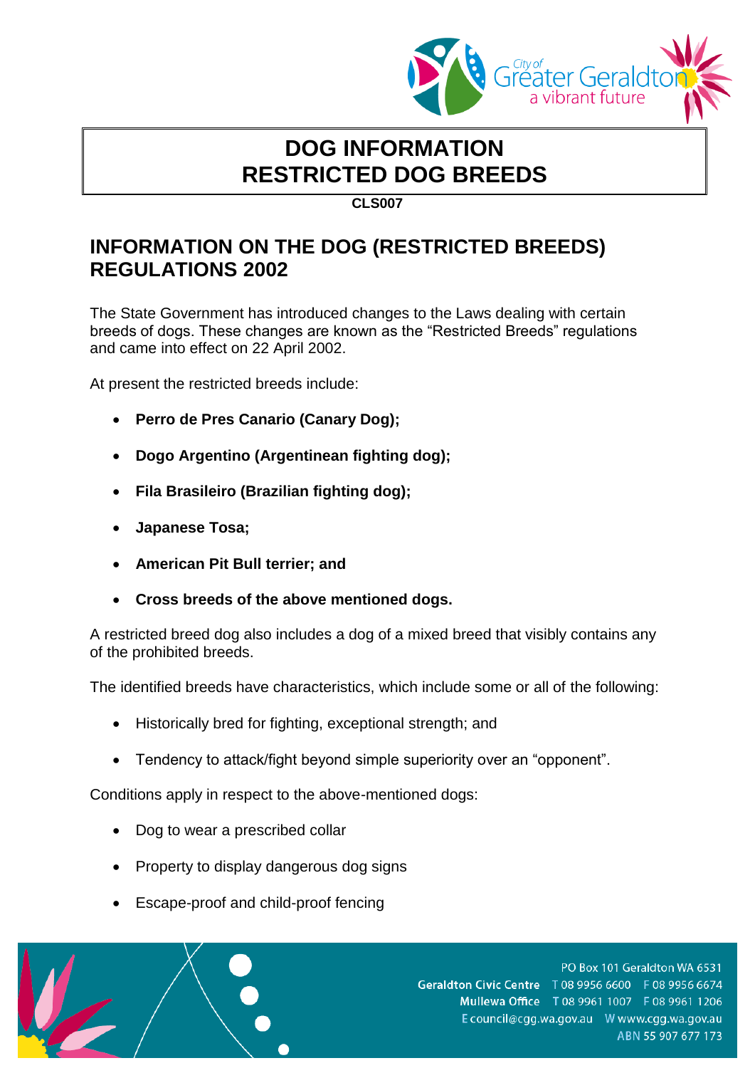# DOG INFORMATION
# RESTRICTED DOG BREEDS

**CLS007**

## INFORMATION ON THE DOG (RESTRICTED BREEDS) REGULATIONS 2002

The State Government has introduced changes to the Laws dealing with certain breeds of dogs. These changes are known as the "Restricted Breeds" regulations and came into effect on 22 April 2002.

At present the restricted breeds include:

- **Perro de Pres Canario (Canary Dog);**
- **Dogo Argentino (Argentinean fighting dog);**
- **Fila Brasileiro (Brazilian fighting dog);**
- **Japanese Tosa;**
- **American Pit Bull terrier; and**
- **Cross breeds of the above mentioned dogs.**

A restricted breed dog also includes a dog of a mixed breed that visibly contains any of the prohibited breeds.

The identified breeds have characteristics, which include some or all of the following:

- Historically bred for fighting, exceptional strength; and
- Tendency to attack/fight beyond simple superiority over an "opponent".

Conditions apply in respect to the above-mentioned dogs:

- Dog to wear a prescribed collar
- Property to display dangerous dog signs
- Escape-proof and child-proof fencing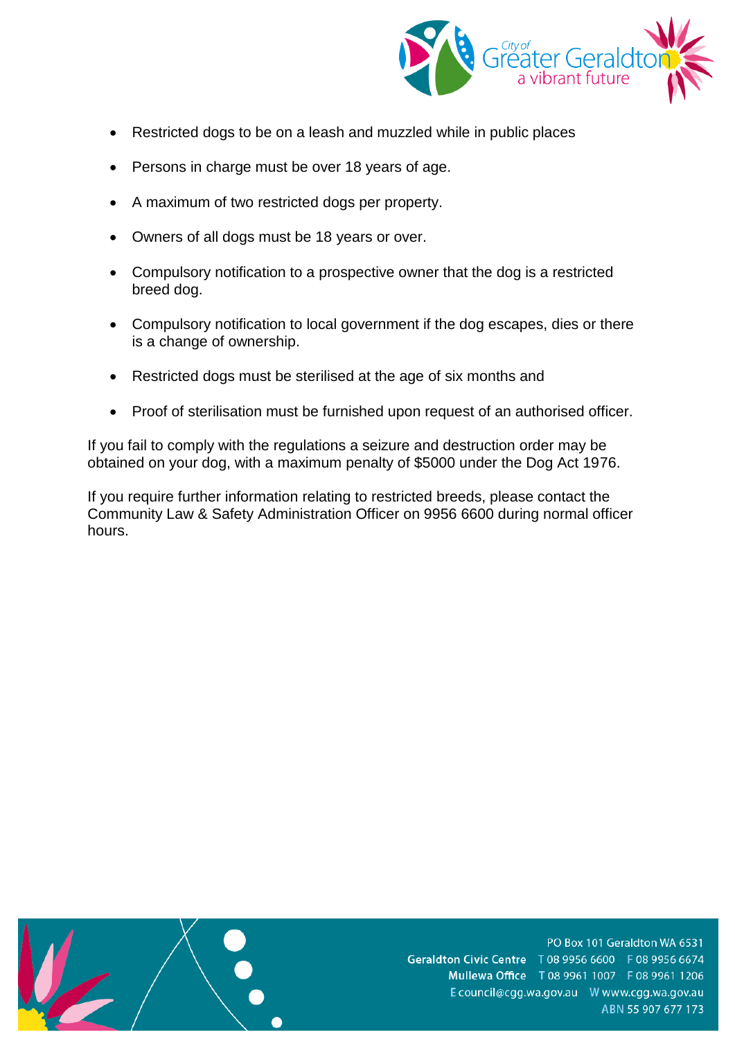- Restricted dogs to be on a leash and muzzled while in public places
- Persons in charge must be over 18 years of age.
- A maximum of two restricted dogs per property.
- Owners of all dogs must be 18 years or over.
- Compulsory notification to a prospective owner that the dog is a restricted breed dog.
- Compulsory notification to local government if the dog escapes, dies or there is a change of ownership.
- Restricted dogs must be sterilised at the age of six months and
- Proof of sterilisation must be furnished upon request of an authorised officer.

If you fail to comply with the regulations a seizure and destruction order may be obtained on your dog, with a maximum penalty of $5000 under the Dog Act 1976.

If you require further information relating to restricted breeds, please contact the Community Law & Safety Administration Officer on 9956 6600 during normal officer hours.